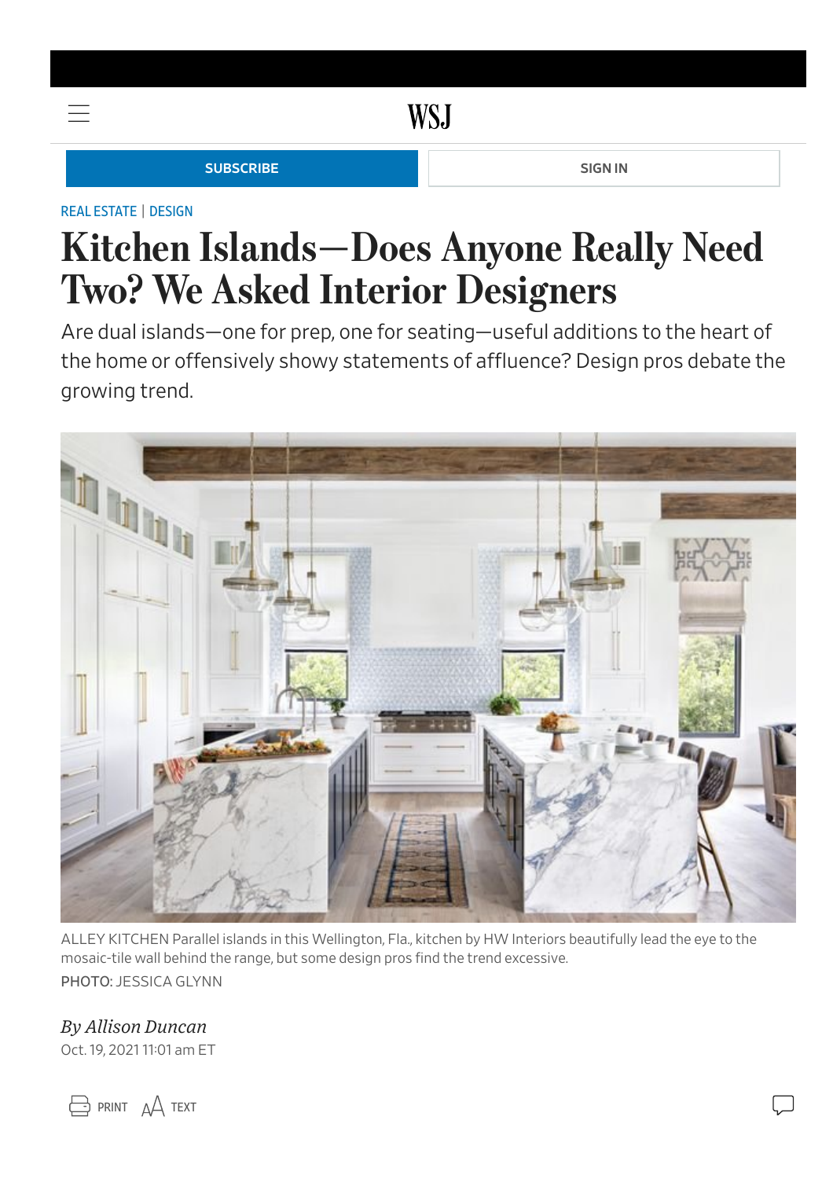REAL ESTATE | DESIGN

# Kitchen Islands—Does Anyone Really Need Two? We Asked Interior Designers

Are dual islands—one for prep, one for seating—useful additions to the heart of the home or offensively showy statements of affluence? Design pros debate the growing trend.

ALLEY KITCHEN Parallel islands in this Wellington, Fla., kitchen by HW Interiors beautifully lead the eye to the mosaic-tile wall behind the range, but some design pros find the trend excessive.

PHOTO: JESSICA GLYNN

*By Allison Duncan*

Oct. 19, 2021 11:01 am ET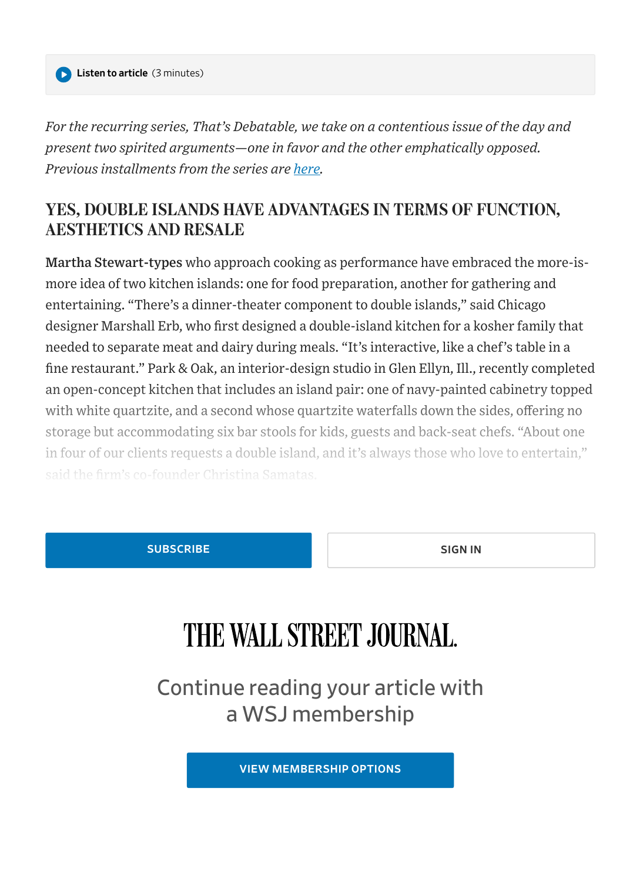*For the recurring series, That's Debatable, we take on a contentious issue of the day and present two spirited arguments—one in favor and the other emphatically opposed. Previous installments from the series are here.*

## YES, DOUBLE ISLANDS HAVE ADVANTAGES IN TERMS OF FUNCTION, AESTHETICS AND RESALE

**Martha Stewart-types** who approach cooking as performance have embraced the more-is-more idea of two kitchen islands: one for food preparation, another for gathering and entertaining. "There's a dinner-theater component to double islands," said Chicago designer Marshall Erb, who first designed a double-island kitchen for a kosher family that needed to separate meat and dairy during meals. "It's interactive, like a chef's table in a fine restaurant." Park & Oak, an interior-design studio in Glen Ellyn, Ill., recently completed an open-concept kitchen that includes an island pair: one of navy-painted cabinetry topped with white quartzite, and a second whose quartzite waterfalls down the sides, offering no storage but accommodating six bar stools for kids, guests and back-seat chefs. "About one in four of our clients requests a double island, and it's always those who love to entertain," said the firm's co-founder Christina Samatas.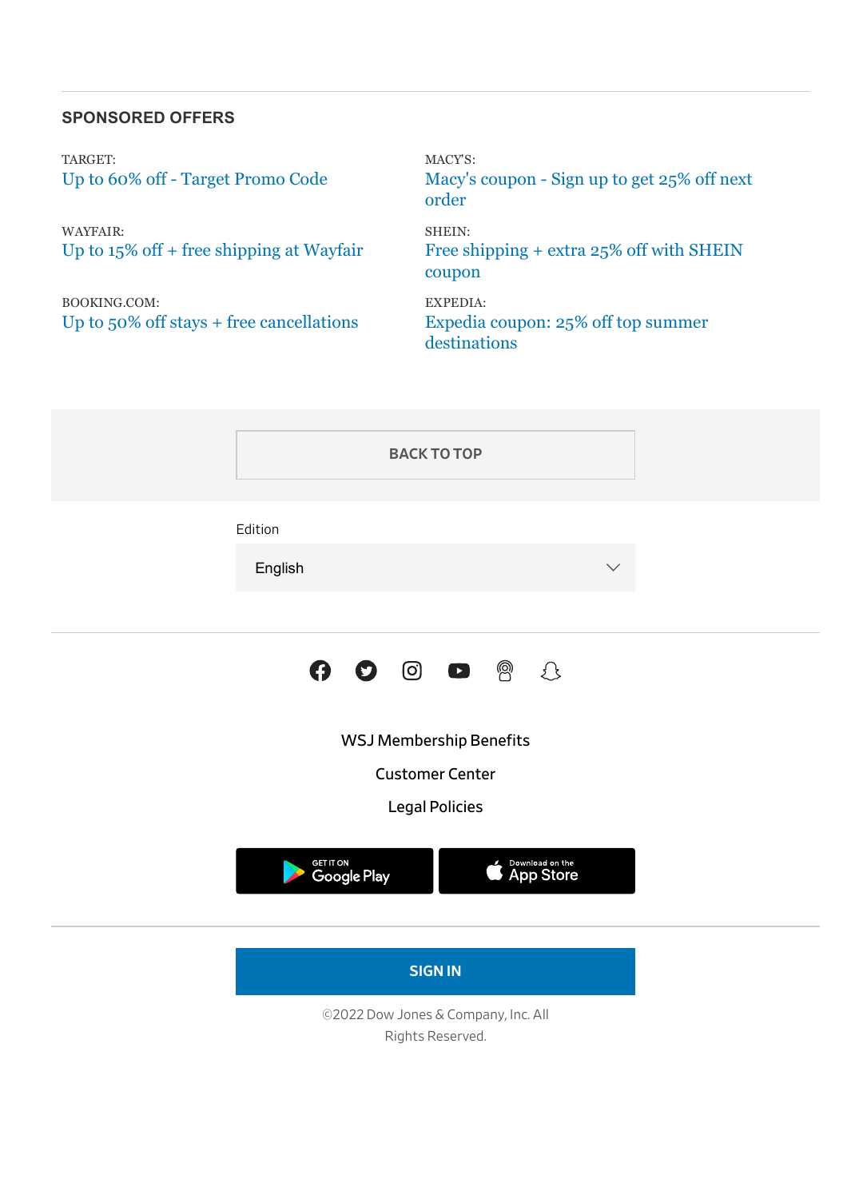## SPONSORED OFFERS

TARGET:
Up to 60% off - Target Promo Code

MACY'S:
Macy's coupon - Sign up to get 25% off next order

WAYFAIR:
Up to 15% off + free shipping at Wayfair

SHEIN:
Free shipping + extra 25% off with SHEIN coupon

BOOKING.COM:
Up to 50% off stays + free cancellations

EXPEDIA:
Expedia coupon: 25% off top summer destinations

BACK TO TOP

Edition

English

WSJ Membership Benefits

Customer Center

Legal Policies

GET IT ON Google Play

Download on the App Store

SIGN IN

©2022 Dow Jones & Company, Inc. All Rights Reserved.